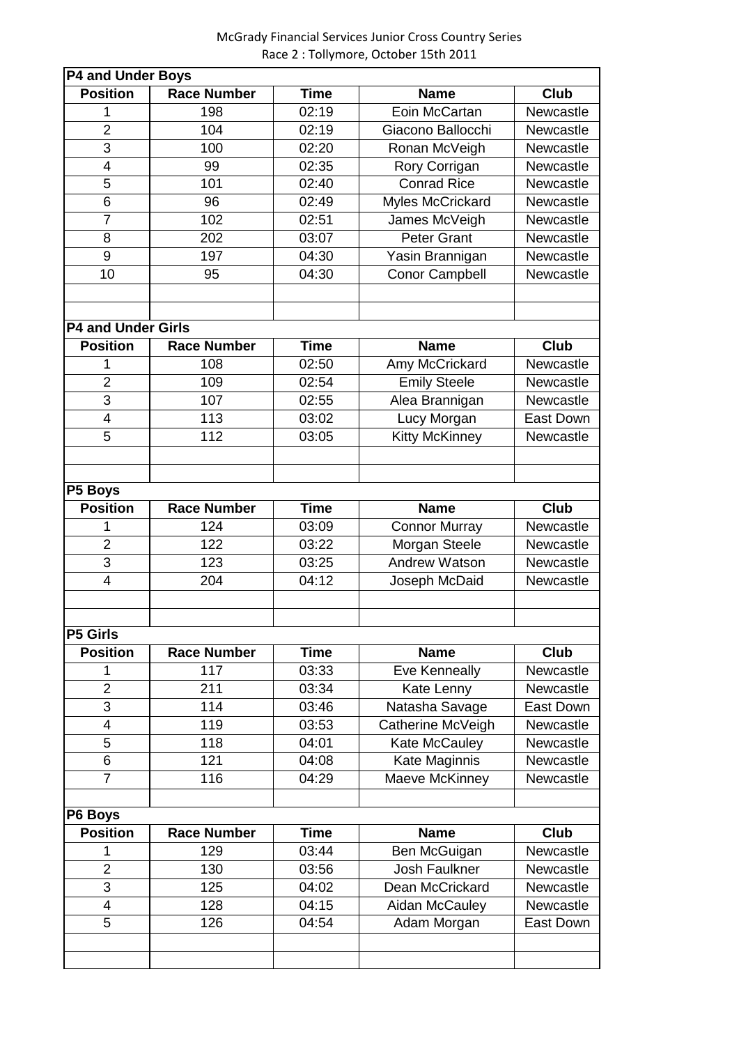McGrady Financial Services Junior Cross Country Series

Race 2 : Tollymore, October 15th 2011

**P4 and Under Boys**

| Position | Race Number | Time | Name | Club |
|---|---|---|---|---|
| 1 | 198 | 02:19 | Eoin McCartan | Newcastle |
| 2 | 104 | 02:19 | Giacono Ballocchi | Newcastle |
| 3 | 100 | 02:20 | Ronan McVeigh | Newcastle |
| 4 | 99 | 02:35 | Rory Corrigan | Newcastle |
| 5 | 101 | 02:40 | Conrad Rice | Newcastle |
| 6 | 96 | 02:49 | Myles McCrickard | Newcastle |
| 7 | 102 | 02:51 | James McVeigh | Newcastle |
| 8 | 202 | 03:07 | Peter Grant | Newcastle |
| 9 | 197 | 04:30 | Yasin Brannigan | Newcastle |
| 10 | 95 | 04:30 | Conor Campbell | Newcastle |

**P4 and Under Girls**

| Position | Race Number | Time | Name | Club |
|---|---|---|---|---|
| 1 | 108 | 02:50 | Amy McCrickard | Newcastle |
| 2 | 109 | 02:54 | Emily Steele | Newcastle |
| 3 | 107 | 02:55 | Alea Brannigan | Newcastle |
| 4 | 113 | 03:02 | Lucy Morgan | East Down |
| 5 | 112 | 03:05 | Kitty McKinney | Newcastle |

**P5 Boys**

| Position | Race Number | Time | Name | Club |
|---|---|---|---|---|
| 1 | 124 | 03:09 | Connor Murray | Newcastle |
| 2 | 122 | 03:22 | Morgan Steele | Newcastle |
| 3 | 123 | 03:25 | Andrew Watson | Newcastle |
| 4 | 204 | 04:12 | Joseph McDaid | Newcastle |

**P5 Girls**

| Position | Race Number | Time | Name | Club |
|---|---|---|---|---|
| 1 | 117 | 03:33 | Eve Kenneally | Newcastle |
| 2 | 211 | 03:34 | Kate Lenny | Newcastle |
| 3 | 114 | 03:46 | Natasha Savage | East Down |
| 4 | 119 | 03:53 | Catherine McVeigh | Newcastle |
| 5 | 118 | 04:01 | Kate McCauley | Newcastle |
| 6 | 121 | 04:08 | Kate Maginnis | Newcastle |
| 7 | 116 | 04:29 | Maeve McKinney | Newcastle |

**P6 Boys**

| Position | Race Number | Time | Name | Club |
|---|---|---|---|---|
| 1 | 129 | 03:44 | Ben McGuigan | Newcastle |
| 2 | 130 | 03:56 | Josh Faulkner | Newcastle |
| 3 | 125 | 04:02 | Dean McCrickard | Newcastle |
| 4 | 128 | 04:15 | Aidan McCauley | Newcastle |
| 5 | 126 | 04:54 | Adam Morgan | East Down |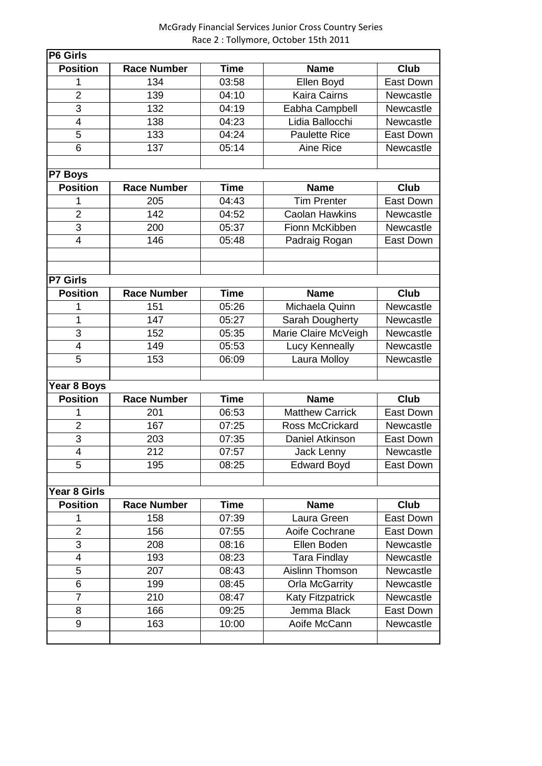McGrady Financial Services Junior Cross Country Series
Race 2 : Tollymore, October 15th 2011

**P6 Girls**

| Position | Race Number | Time | Name | Club |
|---|---|---|---|---|
| 1 | 134 | 03:58 | Ellen Boyd | East Down |
| 2 | 139 | 04:10 | Kaira Cairns | Newcastle |
| 3 | 132 | 04:19 | Eabha Campbell | Newcastle |
| 4 | 138 | 04:23 | Lidia Ballocchi | Newcastle |
| 5 | 133 | 04:24 | Paulette Rice | East Down |
| 6 | 137 | 05:14 | Aine Rice | Newcastle |

**P7 Boys**

| Position | Race Number | Time | Name | Club |
|---|---|---|---|---|
| 1 | 205 | 04:43 | Tim Prenter | East Down |
| 2 | 142 | 04:52 | Caolan Hawkins | Newcastle |
| 3 | 200 | 05:37 | Fionn McKibben | Newcastle |
| 4 | 146 | 05:48 | Padraig Rogan | East Down |

**P7 Girls**

| Position | Race Number | Time | Name | Club |
|---|---|---|---|---|
| 1 | 151 | 05:26 | Michaela Quinn | Newcastle |
| 1 | 147 | 05:27 | Sarah Dougherty | Newcastle |
| 3 | 152 | 05:35 | Marie Claire McVeigh | Newcastle |
| 4 | 149 | 05:53 | Lucy Kenneally | Newcastle |
| 5 | 153 | 06:09 | Laura Molloy | Newcastle |

**Year 8 Boys**

| Position | Race Number | Time | Name | Club |
|---|---|---|---|---|
| 1 | 201 | 06:53 | Matthew Carrick | East Down |
| 2 | 167 | 07:25 | Ross McCrickard | Newcastle |
| 3 | 203 | 07:35 | Daniel Atkinson | East Down |
| 4 | 212 | 07:57 | Jack Lenny | Newcastle |
| 5 | 195 | 08:25 | Edward Boyd | East Down |

**Year 8 Girls**

| Position | Race Number | Time | Name | Club |
|---|---|---|---|---|
| 1 | 158 | 07:39 | Laura Green | East Down |
| 2 | 156 | 07:55 | Aoife Cochrane | East Down |
| 3 | 208 | 08:16 | Ellen Boden | Newcastle |
| 4 | 193 | 08:23 | Tara Findlay | Newcastle |
| 5 | 207 | 08:43 | Aislinn Thomson | Newcastle |
| 6 | 199 | 08:45 | Orla McGarrity | Newcastle |
| 7 | 210 | 08:47 | Katy Fitzpatrick | Newcastle |
| 8 | 166 | 09:25 | Jemma Black | East Down |
| 9 | 163 | 10:00 | Aoife McCann | Newcastle |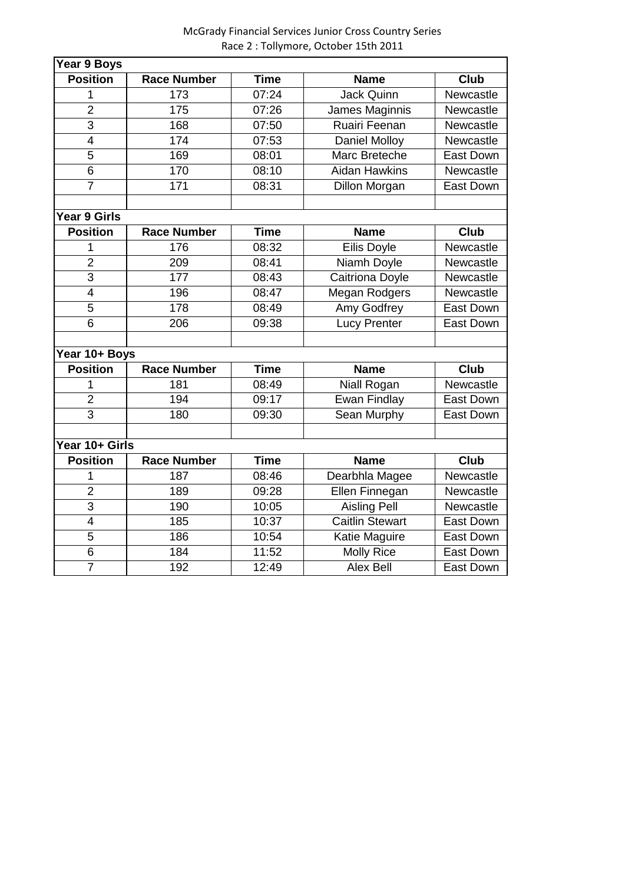McGrady Financial Services Junior Cross Country Series
Race 2 : Tollymore, October 15th 2011

| Year 9 Boys | | | | |
|---|---|---|---|---|
| **Position** | **Race Number** | **Time** | **Name** | **Club** |
| 1 | 173 | 07:24 | Jack Quinn | Newcastle |
| 2 | 175 | 07:26 | James Maginnis | Newcastle |
| 3 | 168 | 07:50 | Ruairi Feenan | Newcastle |
| 4 | 174 | 07:53 | Daniel Molloy | Newcastle |
| 5 | 169 | 08:01 | Marc Breteche | East Down |
| 6 | 170 | 08:10 | Aidan Hawkins | Newcastle |
| 7 | 171 | 08:31 | Dillon Morgan | East Down |
| | | | | |
| **Year 9 Girls** | | | | |
| **Position** | **Race Number** | **Time** | **Name** | **Club** |
| 1 | 176 | 08:32 | Eilis Doyle | Newcastle |
| 2 | 209 | 08:41 | Niamh Doyle | Newcastle |
| 3 | 177 | 08:43 | Caitriona Doyle | Newcastle |
| 4 | 196 | 08:47 | Megan Rodgers | Newcastle |
| 5 | 178 | 08:49 | Amy Godfrey | East Down |
| 6 | 206 | 09:38 | Lucy Prenter | East Down |
| | | | | |
| **Year 10+ Boys** | | | | |
| **Position** | **Race Number** | **Time** | **Name** | **Club** |
| 1 | 181 | 08:49 | Niall Rogan | Newcastle |
| 2 | 194 | 09:17 | Ewan Findlay | East Down |
| 3 | 180 | 09:30 | Sean Murphy | East Down |
| | | | | |
| **Year 10+ Girls** | | | | |
| **Position** | **Race Number** | **Time** | **Name** | **Club** |
| 1 | 187 | 08:46 | Dearbhla Magee | Newcastle |
| 2 | 189 | 09:28 | Ellen Finnegan | Newcastle |
| 3 | 190 | 10:05 | Aisling Pell | Newcastle |
| 4 | 185 | 10:37 | Caitlin Stewart | East Down |
| 5 | 186 | 10:54 | Katie Maguire | East Down |
| 6 | 184 | 11:52 | Molly Rice | East Down |
| 7 | 192 | 12:49 | Alex Bell | East Down |